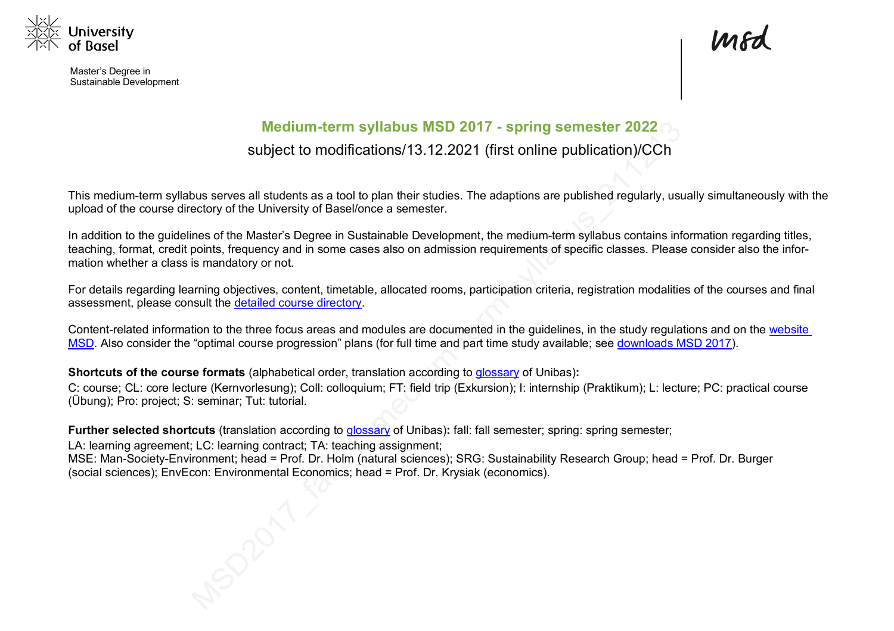University of Basel

Master's Degree in
Sustainable Development

msd

# Medium-term syllabus MSD 2017 - spring semester 2022

subject to modifications/13.12.2021 (first online publication)/CCh

This medium-term syllabus serves all students as a tool to plan their studies. The adaptions are published regularly, usually simultaneously with the upload of the course directory of the University of Basel/once a semester.

In addition to the guidelines of the Master's Degree in Sustainable Development, the medium-term syllabus contains information regarding titles, teaching, format, credit points, frequency and in some cases also on admission requirements of specific classes. Please consider also the information whether a class is mandatory or not.

For details regarding learning objectives, content, timetable, allocated rooms, participation criteria, registration modalities of the courses and final assessment, please consult the detailed course directory.

Content-related information to the three focus areas and modules are documented in the guidelines, in the study regulations and on the website MSD. Also consider the "optimal course progression" plans (for full time and part time study available; see downloads MSD 2017).

**Shortcuts of the course formats** (alphabetical order, translation according to glossary of Unibas)**:**
C: course; CL: core lecture (Kernvorlesung); Coll: colloquium; FT: field trip (Exkursion); I: internship (Praktikum); L: lecture; PC: practical course (Übung); Pro: project; S: seminar; Tut: tutorial.

**Further selected shortcuts** (translation according to glossary of Unibas)**:** fall: fall semester; spring: spring semester;
LA: learning agreement; LC: learning contract; TA: teaching assignment;
MSE: Man-Society-Environment; head = Prof. Dr. Holm (natural sciences); SRG: Sustainability Research Group; head = Prof. Dr. Burger (social sciences); EnvEcon: Environmental Economics; head = Prof. Dr. Krysiak (economics).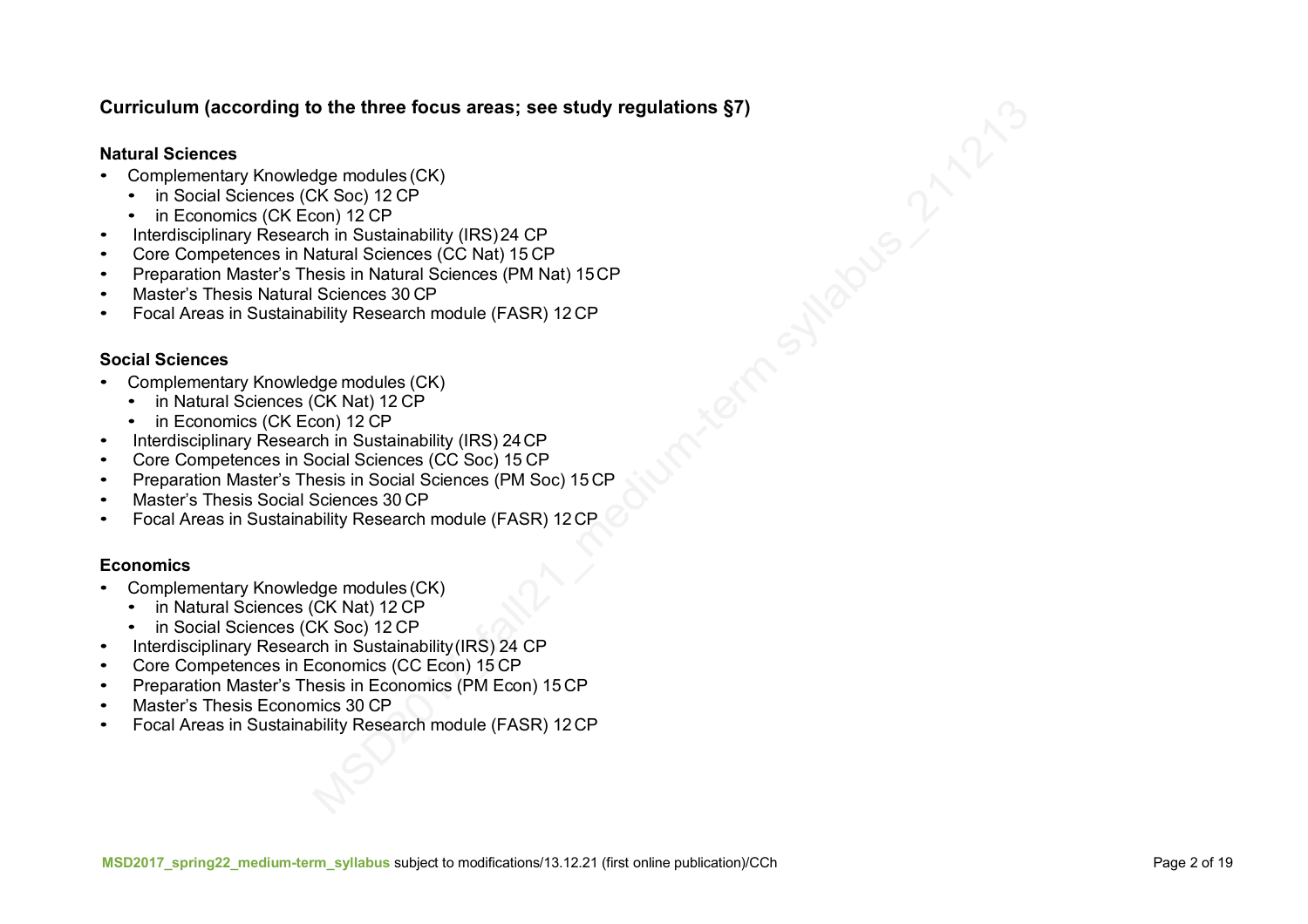**Curriculum (according to the three focus areas; see study regulations §7)**

**Natural Sciences**

- Complementary Knowledge modules (CK)
  - in Social Sciences (CK Soc) 12 CP
  - in Economics (CK Econ) 12 CP
- Interdisciplinary Research in Sustainability (IRS) 24 CP
- Core Competences in Natural Sciences (CC Nat) 15 CP
- Preparation Master's Thesis in Natural Sciences (PM Nat) 15 CP
- Master's Thesis Natural Sciences 30 CP
- Focal Areas in Sustainability Research module (FASR) 12 CP

**Social Sciences**

- Complementary Knowledge modules (CK)
  - in Natural Sciences (CK Nat) 12 CP
  - in Economics (CK Econ) 12 CP
- Interdisciplinary Research in Sustainability (IRS) 24 CP
- Core Competences in Social Sciences (CC Soc) 15 CP
- Preparation Master's Thesis in Social Sciences (PM Soc) 15 CP
- Master's Thesis Social Sciences 30 CP
- Focal Areas in Sustainability Research module (FASR) 12 CP

**Economics**

- Complementary Knowledge modules (CK)
  - in Natural Sciences (CK Nat) 12 CP
  - in Social Sciences (CK Soc) 12 CP
- Interdisciplinary Research in Sustainability (IRS) 24 CP
- Core Competences in Economics (CC Econ) 15 CP
- Preparation Master's Thesis in Economics (PM Econ) 15 CP
- Master's Thesis Economics 30 CP
- Focal Areas in Sustainability Research module (FASR) 12 CP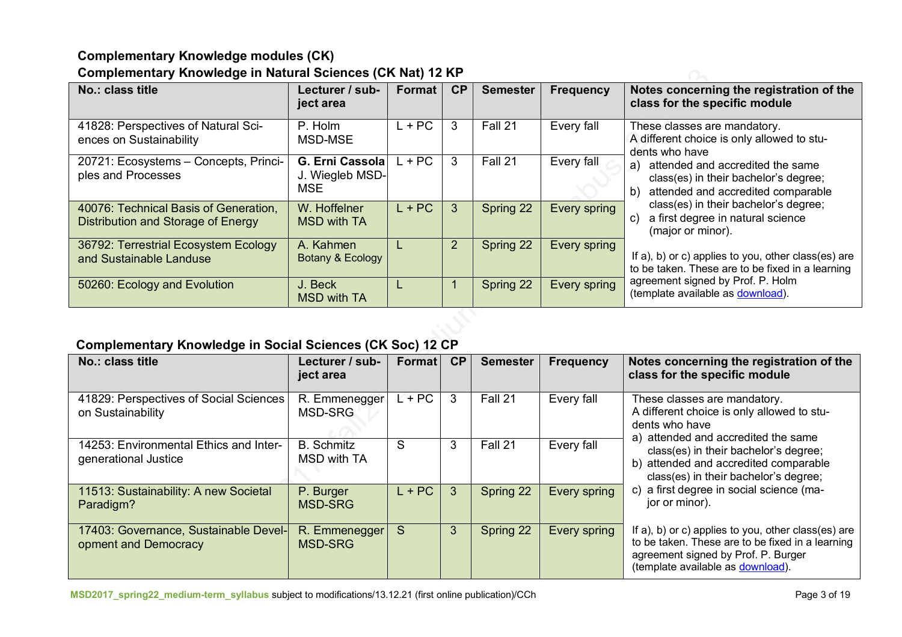### Complementary Knowledge modules (CK)

### Complementary Knowledge in Natural Sciences (CK Nat) 12 KP

| No.: class title | Lecturer / subject area | Format | CP | Semester | Frequency | Notes concerning the registration of the class for the specific module |
|---|---|---|---|---|---|---|
| 41828: Perspectives of Natural Sciences on Sustainability | P. Holm MSD-MSE | L + PC | 3 | Fall 21 | Every fall | These classes are mandatory. A different choice is only allowed to students who have a) attended and accredited the same class(es) in their bachelor's degree; b) attended and accredited comparable class(es) in their bachelor's degree; c) a first degree in natural science (major or minor). If a), b) or c) applies to you, other class(es) are to be taken. These are to be fixed in a learning agreement signed by Prof. P. Holm (template available as download). |
| 20721: Ecosystems – Concepts, Principles and Processes | **G. Erni Cassola** J. Wiegleb MSD-MSE | L + PC | 3 | Fall 21 | Every fall | |
| 40076: Technical Basis of Generation, Distribution and Storage of Energy | W. Hoffelner MSD with TA | L + PC | 3 | Spring 22 | Every spring | |
| 36792: Terrestrial Ecosystem Ecology and Sustainable Landuse | A. Kahmen Botany & Ecology | L | 2 | Spring 22 | Every spring | |
| 50260: Ecology and Evolution | J. Beck MSD with TA | L | 1 | Spring 22 | Every spring | |

### Complementary Knowledge in Social Sciences (CK Soc) 12 CP

| No.: class title | Lecturer / subject area | Format | CP | Semester | Frequency | Notes concerning the registration of the class for the specific module |
|---|---|---|---|---|---|---|
| 41829: Perspectives of Social Sciences on Sustainability | R. Emmenegger MSD-SRG | L + PC | 3 | Fall 21 | Every fall | These classes are mandatory. A different choice is only allowed to students who have a) attended and accredited the same class(es) in their bachelor's degree; b) attended and accredited comparable class(es) in their bachelor's degree; c) a first degree in social science (major or minor). If a), b) or c) applies to you, other class(es) are to be taken. These are to be fixed in a learning agreement signed by Prof. P. Burger (template available as download). |
| 14253: Environmental Ethics and Intergenerational Justice | B. Schmitz MSD with TA | S | 3 | Fall 21 | Every fall | |
| 11513: Sustainability: A new Societal Paradigm? | P. Burger MSD-SRG | L + PC | 3 | Spring 22 | Every spring | |
| 17403: Governance, Sustainable Development and Democracy | R. Emmenegger MSD-SRG | S | 3 | Spring 22 | Every spring | |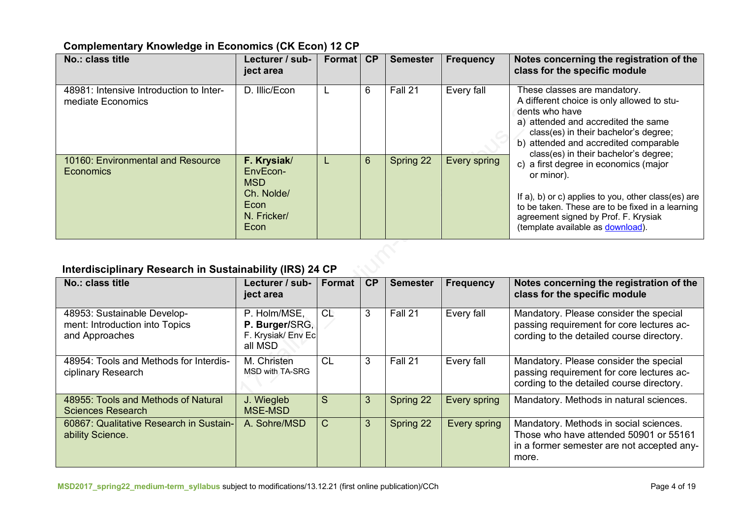### Complementary Knowledge in Economics (CK Econ) 12 CP

| No.: class title | Lecturer / subject area | Format | CP | Semester | Frequency | Notes concerning the registration of the class for the specific module |
|---|---|---|---|---|---|---|
| 48981: Intensive Introduction to Intermediate Economics | D. Illic/Econ | L | 6 | Fall 21 | Every fall | These classes are mandatory. A different choice is only allowed to students who have a) attended and accredited the same class(es) in their bachelor's degree; b) attended and accredited comparable class(es) in their bachelor's degree; c) a first degree in economics (major or minor). If a), b) or c) applies to you, other class(es) are to be taken. These are to be fixed in a learning agreement signed by Prof. F. Krysiak (template available as download). |
| 10160: Environmental and Resource Economics | **F. Krysiak**/ EnvEcon-MSD Ch. Nolde/ Econ N. Fricker/ Econ | L | 6 | Spring 22 | Every spring | |

### Interdisciplinary Research in Sustainability (IRS) 24 CP

| No.: class title | Lecturer / subject area | Format | CP | Semester | Frequency | Notes concerning the registration of the class for the specific module |
|---|---|---|---|---|---|---|
| 48953: Sustainable Development: Introduction into Topics and Approaches | P. Holm/MSE, **P. Burger**/SRG, F. Krysiak/ Env Ec all MSD | CL | 3 | Fall 21 | Every fall | Mandatory. Please consider the special passing requirement for core lectures according to the detailed course directory. |
| 48954: Tools and Methods for Interdisciplinary Research | M. Christen MSD with TA-SRG | CL | 3 | Fall 21 | Every fall | Mandatory. Please consider the special passing requirement for core lectures according to the detailed course directory. |
| 48955: Tools and Methods of Natural Sciences Research | J. Wiegleb MSE-MSD | S | 3 | Spring 22 | Every spring | Mandatory. Methods in natural sciences. |
| 60867: Qualitative Research in Sustainability Science. | A. Sohre/MSD | C | 3 | Spring 22 | Every spring | Mandatory. Methods in social sciences. Those who have attended 50901 or 55161 in a former semester are not accepted anymore. |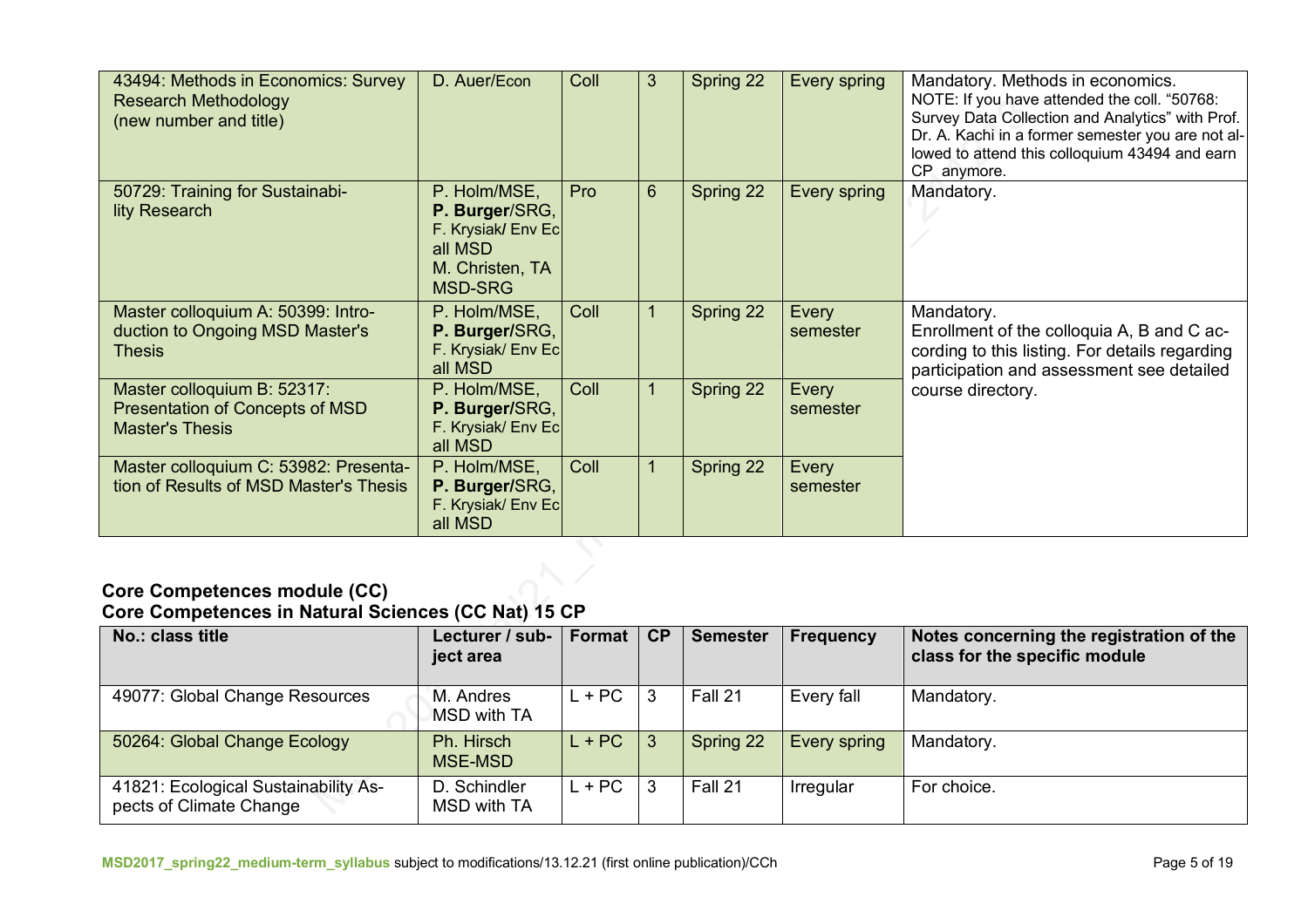| | | | | | | |
|---|---|---|---|---|---|---|
| 43494: Methods in Economics: Survey Research Methodology (new number and title) | D. Auer/Econ | Coll | 3 | Spring 22 | Every spring | Mandatory. Methods in economics. NOTE: If you have attended the coll. "50768: Survey Data Collection and Analytics" with Prof. Dr. A. Kachi in a former semester you are not allowed to attend this colloquium 43494 and earn CP anymore. |
| 50729: Training for Sustainability Research | P. Holm/MSE, **P. Burger**/SRG, F. Krysiak/ Env Ec all MSD M. Christen, TA MSD-SRG | Pro | 6 | Spring 22 | Every spring | Mandatory. |
| Master colloquium A: 50399: Introduction to Ongoing MSD Master's Thesis | P. Holm/MSE, **P. Burger**/SRG, F. Krysiak/ Env Ec all MSD | Coll | 1 | Spring 22 | Every semester | Mandatory. Enrollment of the colloquia A, B and C according to this listing. For details regarding participation and assessment see detailed course directory. |
| Master colloquium B: 52317: Presentation of Concepts of MSD Master's Thesis | P. Holm/MSE, **P. Burger**/SRG, F. Krysiak/ Env Ec all MSD | Coll | 1 | Spring 22 | Every semester | |
| Master colloquium C: 53982: Presentation of Results of MSD Master's Thesis | P. Holm/MSE, **P. Burger**/SRG, F. Krysiak/ Env Ec all MSD | Coll | 1 | Spring 22 | Every semester | |

**Core Competences module (CC)**
**Core Competences in Natural Sciences (CC Nat) 15 CP**

| No.: class title | Lecturer / subject area | Format | CP | Semester | Frequency | Notes concerning the registration of the class for the specific module |
|---|---|---|---|---|---|---|
| 49077: Global Change Resources | M. Andres MSD with TA | L + PC | 3 | Fall 21 | Every fall | Mandatory. |
| 50264: Global Change Ecology | Ph. Hirsch MSE-MSD | L + PC | 3 | Spring 22 | Every spring | Mandatory. |
| 41821: Ecological Sustainability Aspects of Climate Change | D. Schindler MSD with TA | L + PC | 3 | Fall 21 | Irregular | For choice. |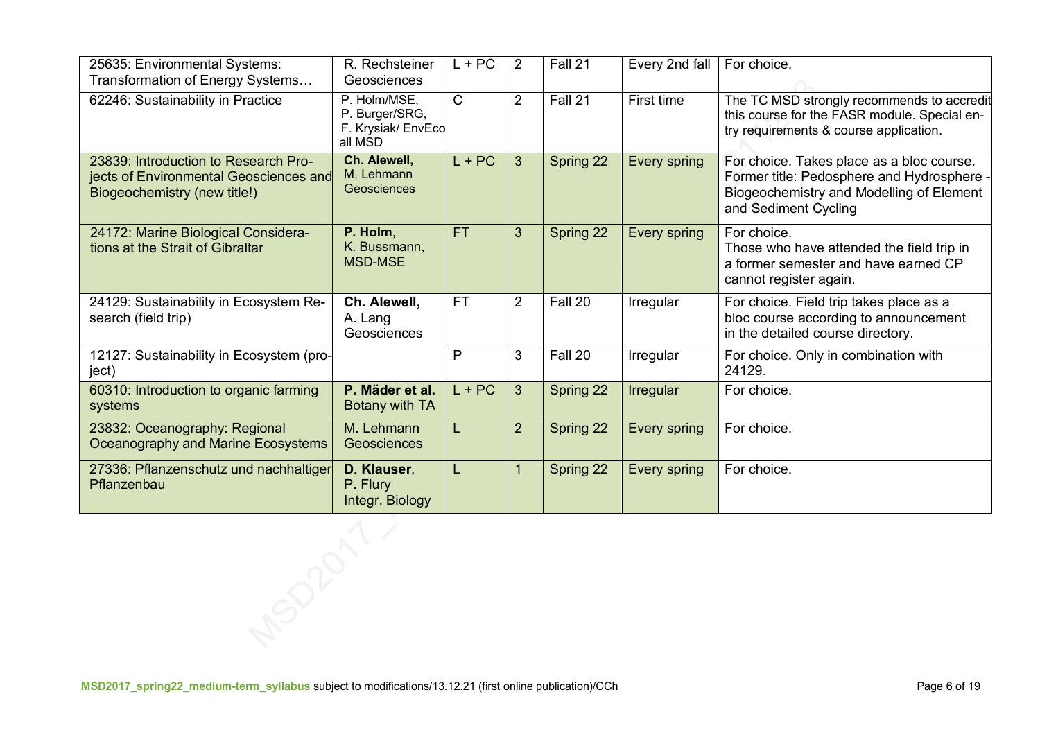| | | | | | | |
|---|---|---|---|---|---|---|
| 25635: Environmental Systems: Transformation of Energy Systems… | R. Rechsteiner Geosciences | L + PC | 2 | Fall 21 | Every 2nd fall | For choice. |
| 62246: Sustainability in Practice | P. Holm/MSE, P. Burger/SRG, F. Krysiak/ EnvEco all MSD | C | 2 | Fall 21 | First time | The TC MSD strongly recommends to accredit this course for the FASR module. Special entry requirements & course application. |
| 23839: Introduction to Research Projects of Environmental Geosciences and Biogeochemistry (new title!) | **Ch. Alewell,** M. Lehmann Geosciences | L + PC | 3 | Spring 22 | Every spring | For choice. Takes place as a bloc course. Former title: Pedosphere and Hydrosphere - Biogeochemistry and Modelling of Element and Sediment Cycling |
| 24172: Marine Biological Considerations at the Strait of Gibraltar | **P. Holm**, K. Bussmann, MSD-MSE | FT | 3 | Spring 22 | Every spring | For choice. Those who have attended the field trip in a former semester and have earned CP cannot register again. |
| 24129: Sustainability in Ecosystem Research (field trip) | **Ch. Alewell,** A. Lang Geosciences | FT | 2 | Fall 20 | Irregular | For choice. Field trip takes place as a bloc course according to announcement in the detailed course directory. |
| 12127: Sustainability in Ecosystem (project) | | P | 3 | Fall 20 | Irregular | For choice. Only in combination with 24129. |
| 60310: Introduction to organic farming systems | **P. Mäder et al.** Botany with TA | L + PC | 3 | Spring 22 | Irregular | For choice. |
| 23832: Oceanography: Regional Oceanography and Marine Ecosystems | M. Lehmann Geosciences | L | 2 | Spring 22 | Every spring | For choice. |
| 27336: Pflanzenschutz und nachhaltiger Pflanzenbau | **D. Klauser**, P. Flury Integr. Biology | L | 1 | Spring 22 | Every spring | For choice. |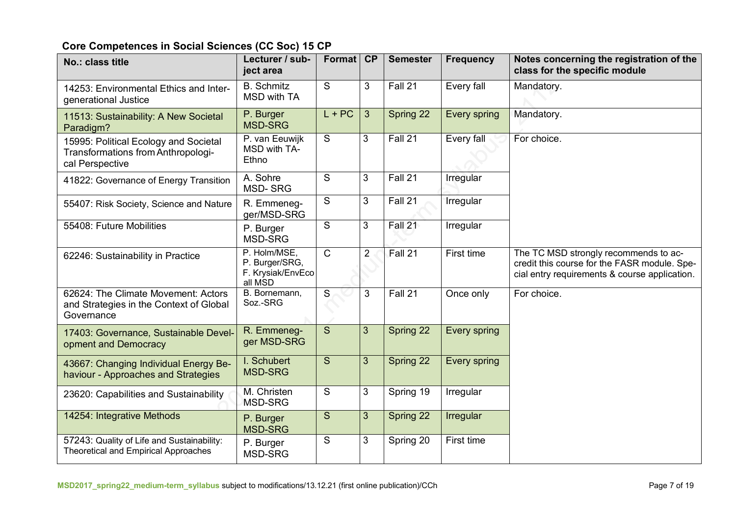**Core Competences in Social Sciences (CC Soc) 15 CP**

| No.: class title | Lecturer / subject area | Format | CP | Semester | Frequency | Notes concerning the registration of the class for the specific module |
|---|---|---|---|---|---|---|
| 14253: Environmental Ethics and Intergenerational Justice | B. Schmitz MSD with TA | S | 3 | Fall 21 | Every fall | Mandatory. |
| 11513: Sustainability: A New Societal Paradigm? | P. Burger MSD-SRG | L + PC | 3 | Spring 22 | Every spring | Mandatory. |
| 15995: Political Ecology and Societal Transformations from Anthropological Perspective | P. van Eeuwijk MSD with TA-Ethno | S | 3 | Fall 21 | Every fall | For choice. |
| 41822: Governance of Energy Transition | A. Sohre MSD- SRG | S | 3 | Fall 21 | Irregular | |
| 55407: Risk Society, Science and Nature | R. Emmenegger/MSD-SRG | S | 3 | Fall 21 | Irregular | |
| 55408: Future Mobilities | P. Burger MSD-SRG | S | 3 | Fall 21 | Irregular | |
| 62246: Sustainability in Practice | P. Holm/MSE, P. Burger/SRG, F. Krysiak/EnvEco all MSD | C | 2 | Fall 21 | First time | The TC MSD strongly recommends to accredit this course for the FASR module. Special entry requirements & course application. |
| 62624: The Climate Movement: Actors and Strategies in the Context of Global Governance | B. Bornemann, Soz.-SRG | S | 3 | Fall 21 | Once only | For choice. |
| 17403: Governance, Sustainable Development and Democracy | R. Emmenegger MSD-SRG | S | 3 | Spring 22 | Every spring | |
| 43667: Changing Individual Energy Behaviour - Approaches and Strategies | I. Schubert MSD-SRG | S | 3 | Spring 22 | Every spring | |
| 23620: Capabilities and Sustainability | M. Christen MSD-SRG | S | 3 | Spring 19 | Irregular | |
| 14254: Integrative Methods | P. Burger MSD-SRG | S | 3 | Spring 22 | Irregular | |
| 57243: Quality of Life and Sustainability: Theoretical and Empirical Approaches | P. Burger MSD-SRG | S | 3 | Spring 20 | First time | |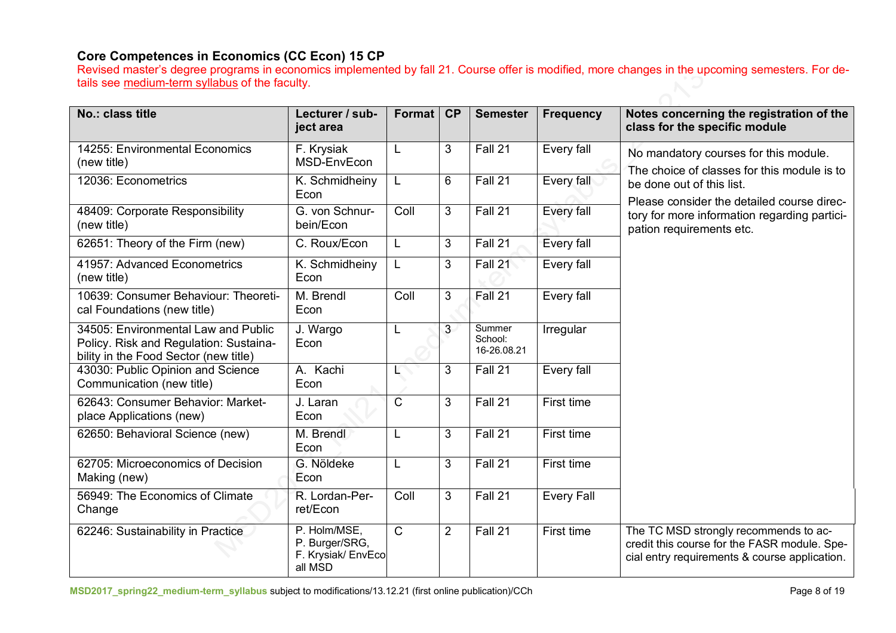### Core Competences in Economics (CC Econ) 15 CP

Revised master's degree programs in economics implemented by fall 21. Course offer is modified, more changes in the upcoming semesters. For details see medium-term syllabus of the faculty.

| No.: class title | Lecturer / subject area | Format | CP | Semester | Frequency | Notes concerning the registration of the class for the specific module |
|---|---|---|---|---|---|---|
| 14255: Environmental Economics (new title) | F. Krysiak MSD-EnvEcon | L | 3 | Fall 21 | Every fall | No mandatory courses for this module. The choice of classes for this module is to be done out of this list. Please consider the detailed course directory for more information regarding participation requirements etc. |
| 12036: Econometrics | K. Schmidheiny Econ | L | 6 | Fall 21 | Every fall | |
| 48409: Corporate Responsibility (new title) | G. von Schnurbein/Econ | Coll | 3 | Fall 21 | Every fall | |
| 62651: Theory of the Firm (new) | C. Roux/Econ | L | 3 | Fall 21 | Every fall | |
| 41957: Advanced Econometrics (new title) | K. Schmidheiny Econ | L | 3 | Fall 21 | Every fall | |
| 10639: Consumer Behaviour: Theoretical Foundations (new title) | M. Brendl Econ | Coll | 3 | Fall 21 | Every fall | |
| 34505: Environmental Law and Public Policy. Risk and Regulation: Sustainability in the Food Sector (new title) | J. Wargo Econ | L | 3 | Summer School: 16-26.08.21 | Irregular | |
| 43030: Public Opinion and Science Communication (new title) | A. Kachi Econ | L | 3 | Fall 21 | Every fall | |
| 62643: Consumer Behavior: Marketplace Applications (new) | J. Laran Econ | C | 3 | Fall 21 | First time | |
| 62650: Behavioral Science (new) | M. Brendl Econ | L | 3 | Fall 21 | First time | |
| 62705: Microeconomics of Decision Making (new) | G. Nöldeke Econ | L | 3 | Fall 21 | First time | |
| 56949: The Economics of Climate Change | R. Lordan-Perret/Econ | Coll | 3 | Fall 21 | Every Fall | |
| 62246: Sustainability in Practice | P. Holm/MSE, P. Burger/SRG, F. Krysiak/ EnvEco all MSD | C | 2 | Fall 21 | First time | The TC MSD strongly recommends to accredit this course for the FASR module. Special entry requirements & course application. |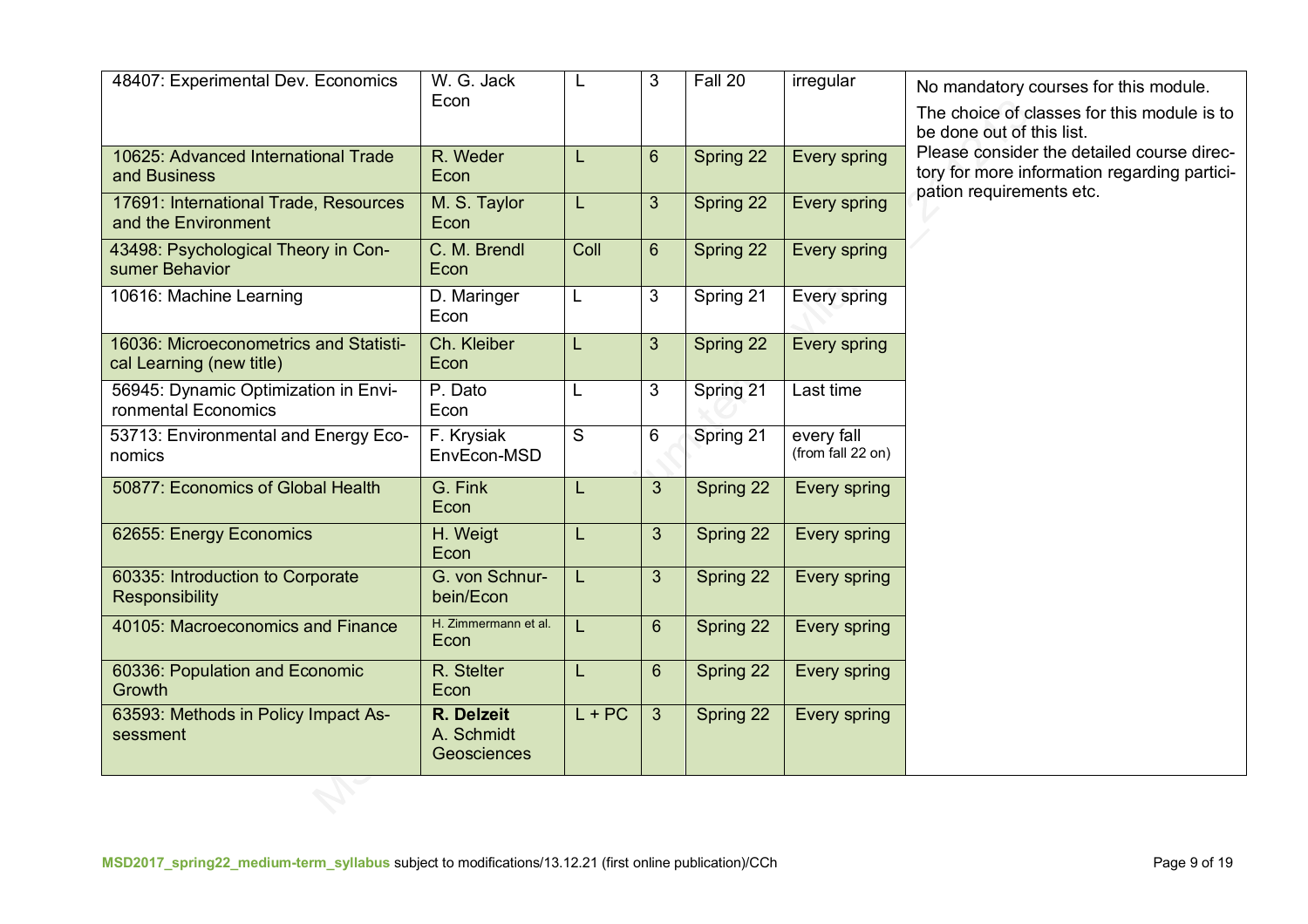| | | | | | | |
|---|---|---|---|---|---|---|
| 48407: Experimental Dev. Economics | W. G. Jack Econ | L | 3 | Fall 20 | irregular | No mandatory courses for this module. The choice of classes for this module is to be done out of this list. Please consider the detailed course directory for more information regarding participation requirements etc. |
| 10625: Advanced International Trade and Business | R. Weder Econ | L | 6 | Spring 22 | Every spring | |
| 17691: International Trade, Resources and the Environment | M. S. Taylor Econ | L | 3 | Spring 22 | Every spring | |
| 43498: Psychological Theory in Consumer Behavior | C. M. Brendl Econ | Coll | 6 | Spring 22 | Every spring | |
| 10616: Machine Learning | D. Maringer Econ | L | 3 | Spring 21 | Every spring | |
| 16036: Microeconometrics and Statistical Learning (new title) | Ch. Kleiber Econ | L | 3 | Spring 22 | Every spring | |
| 56945: Dynamic Optimization in Environmental Economics | P. Dato Econ | L | 3 | Spring 21 | Last time | |
| 53713: Environmental and Energy Economics | F. Krysiak EnvEcon-MSD | S | 6 | Spring 21 | every fall (from fall 22 on) | |
| 50877: Economics of Global Health | G. Fink Econ | L | 3 | Spring 22 | Every spring | |
| 62655: Energy Economics | H. Weigt Econ | L | 3 | Spring 22 | Every spring | |
| 60335: Introduction to Corporate Responsibility | G. von Schnurbein/Econ | L | 3 | Spring 22 | Every spring | |
| 40105: Macroeconomics and Finance | H. Zimmermann et al. Econ | L | 6 | Spring 22 | Every spring | |
| 60336: Population and Economic Growth | R. Stelter Econ | L | 6 | Spring 22 | Every spring | |
| 63593: Methods in Policy Impact Assessment | **R. Delzeit** A. Schmidt Geosciences | L + PC | 3 | Spring 22 | Every spring | |

**MSD2017_spring22_medium-term_syllabus** subject to modifications/13.12.21 (first online publication)/CCh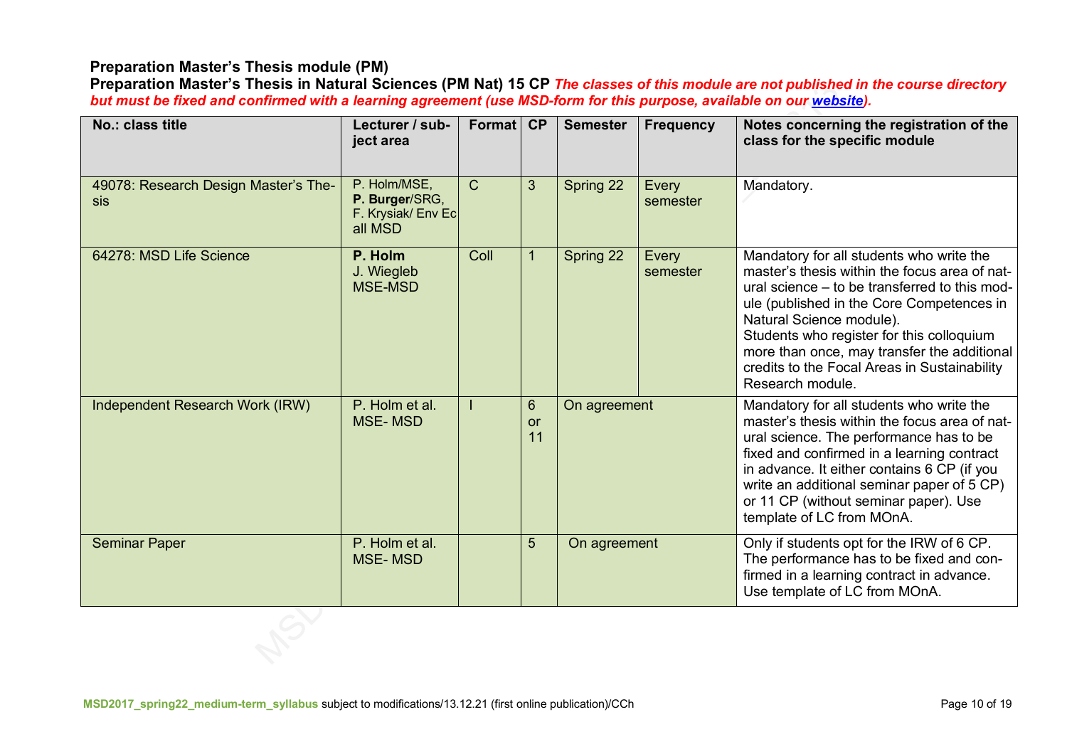**Preparation Master's Thesis module (PM)**

**Preparation Master's Thesis in Natural Sciences (PM Nat) 15 CP** ***The classes of this module are not published in the course directory but must be fixed and confirmed with a learning agreement (use MSD-form for this purpose, available on our [website](website)).***

| No.: class title | Lecturer / subject area | Format | CP | Semester | Frequency | Notes concerning the registration of the class for the specific module |
|---|---|---|---|---|---|---|
| 49078: Research Design Master's Thesis | P. Holm/MSE, **P. Burger**/SRG, F. Krysiak/ Env Ec all MSD | C | 3 | Spring 22 | Every semester | Mandatory. |
| 64278: MSD Life Science | **P. Holm** J. Wiegleb MSE-MSD | Coll | 1 | Spring 22 | Every semester | Mandatory for all students who write the master's thesis within the focus area of natural science – to be transferred to this module (published in the Core Competences in Natural Science module). Students who register for this colloquium more than once, may transfer the additional credits to the Focal Areas in Sustainability Research module. |
| Independent Research Work (IRW) | P. Holm et al. MSE- MSD | I | 6 or 11 | On agreement | | Mandatory for all students who write the master's thesis within the focus area of natural science. The performance has to be fixed and confirmed in a learning contract in advance. It either contains 6 CP (if you write an additional seminar paper of 5 CP) or 11 CP (without seminar paper). Use template of LC from MOnA. |
| Seminar Paper | P. Holm et al. MSE- MSD | | 5 | On agreement | | Only if students opt for the IRW of 6 CP. The performance has to be fixed and confirmed in a learning contract in advance. Use template of LC from MOnA. |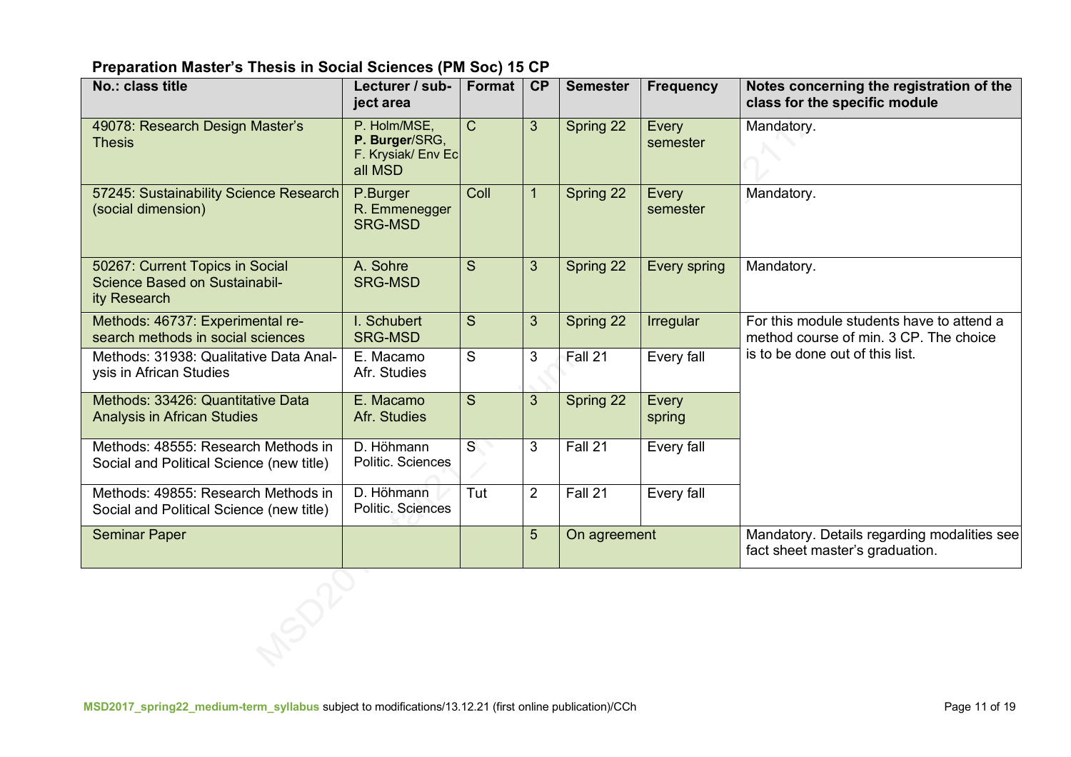**Preparation Master's Thesis in Social Sciences (PM Soc) 15 CP**

| No.: class title | Lecturer / subject area | Format | CP | Semester | Frequency | Notes concerning the registration of the class for the specific module |
|---|---|---|---|---|---|---|
| 49078: Research Design Master's Thesis | P. Holm/MSE, **P. Burger**/SRG, F. Krysiak/ Env Ec all MSD | C | 3 | Spring 22 | Every semester | Mandatory. |
| 57245: Sustainability Science Research (social dimension) | P.Burger R. Emmenegger SRG-MSD | Coll | 1 | Spring 22 | Every semester | Mandatory. |
| 50267: Current Topics in Social Science Based on Sustainability Research | A. Sohre SRG-MSD | S | 3 | Spring 22 | Every spring | Mandatory. |
| Methods: 46737: Experimental research methods in social sciences | I. Schubert SRG-MSD | S | 3 | Spring 22 | Irregular | For this module students have to attend a method course of min. 3 CP. The choice is to be done out of this list. |
| Methods: 31938: Qualitative Data Analysis in African Studies | E. Macamo Afr. Studies | S | 3 | Fall 21 | Every fall | |
| Methods: 33426: Quantitative Data Analysis in African Studies | E. Macamo Afr. Studies | S | 3 | Spring 22 | Every spring | |
| Methods: 48555: Research Methods in Social and Political Science (new title) | D. Höhmann Politic. Sciences | S | 3 | Fall 21 | Every fall | |
| Methods: 49855: Research Methods in Social and Political Science (new title) | D. Höhmann Politic. Sciences | Tut | 2 | Fall 21 | Every fall | |
| Seminar Paper | | | 5 | On agreement | | Mandatory. Details regarding modalities see fact sheet master's graduation. |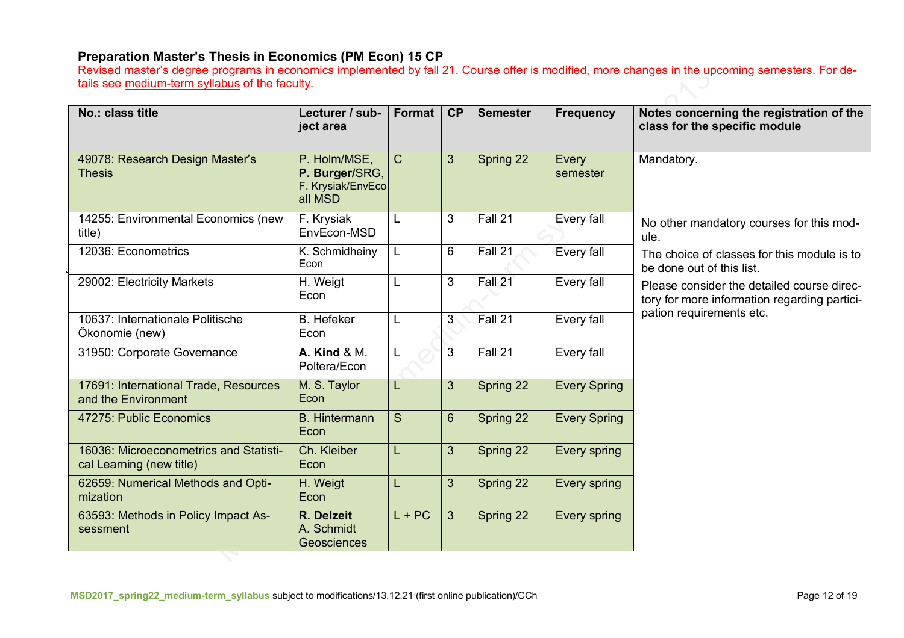**Preparation Master's Thesis in Economics (PM Econ) 15 CP**

Revised master's degree programs in economics implemented by fall 21. Course offer is modified, more changes in the upcoming semesters. For details see medium-term syllabus of the faculty.

| No.: class title | Lecturer / subject area | Format | CP | Semester | Frequency | Notes concerning the registration of the class for the specific module |
|---|---|---|---|---|---|---|
| 49078: Research Design Master's Thesis | P. Holm/MSE, **P. Burger**/SRG, F. Krysiak/EnvEco all MSD | C | 3 | Spring 22 | Every semester | Mandatory. |
| 14255: Environmental Economics (new title) | F. Krysiak EnvEcon-MSD | L | 3 | Fall 21 | Every fall | No other mandatory courses for this module. The choice of classes for this module is to be done out of this list. Please consider the detailed course directory for more information regarding participation requirements etc. |
| 12036: Econometrics | K. Schmidheiny Econ | L | 6 | Fall 21 | Every fall | |
| 29002: Electricity Markets | H. Weigt Econ | L | 3 | Fall 21 | Every fall | |
| 10637: Internationale Politische Ökonomie (new) | B. Hefeker Econ | L | 3 | Fall 21 | Every fall | |
| 31950: Corporate Governance | **A. Kind** & M. Poltera/Econ | L | 3 | Fall 21 | Every fall | |
| 17691: International Trade, Resources and the Environment | M. S. Taylor Econ | L | 3 | Spring 22 | Every Spring | |
| 47275: Public Economics | B. Hintermann Econ | S | 6 | Spring 22 | Every Spring | |
| 16036: Microeconometrics and Statistical Learning (new title) | Ch. Kleiber Econ | L | 3 | Spring 22 | Every spring | |
| 62659: Numerical Methods and Optimization | H. Weigt Econ | L | 3 | Spring 22 | Every spring | |
| 63593: Methods in Policy Impact Assessment | **R. Delzeit** A. Schmidt Geosciences | L + PC | 3 | Spring 22 | Every spring | |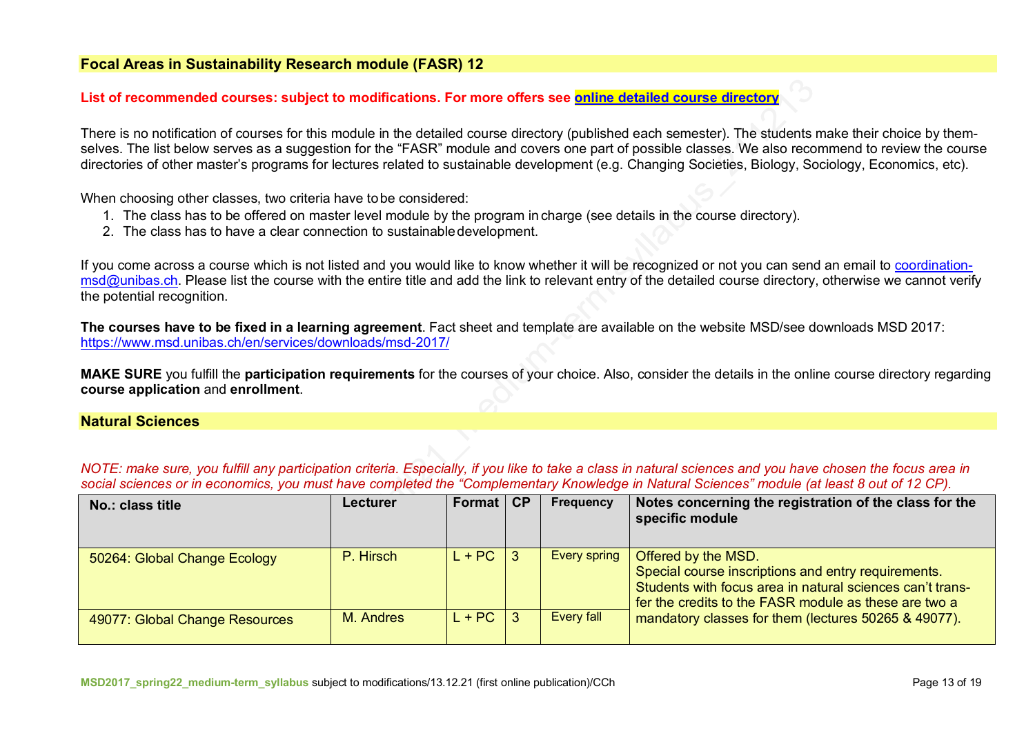## Focal Areas in Sustainability Research module (FASR) 12

**List of recommended courses: subject to modifications. For more offers see [online detailed course directory]**

There is no notification of courses for this module in the detailed course directory (published each semester). The students make their choice by themselves. The list below serves as a suggestion for the "FASR" module and covers one part of possible classes. We also recommend to review the course directories of other master's programs for lectures related to sustainable development (e.g. Changing Societies, Biology, Sociology, Economics, etc).

When choosing other classes, two criteria have to be considered:

1. The class has to be offered on master level module by the program in charge (see details in the course directory).
2. The class has to have a clear connection to sustainable development.

If you come across a course which is not listed and you would like to know whether it will be recognized or not you can send an email to coordination-msd@unibas.ch. Please list the course with the entire title and add the link to relevant entry of the detailed course directory, otherwise we cannot verify the potential recognition.

**The courses have to be fixed in a learning agreement**. Fact sheet and template are available on the website MSD/see downloads MSD 2017: https://www.msd.unibas.ch/en/services/downloads/msd-2017/

**MAKE SURE** you fulfill the **participation requirements** for the courses of your choice. Also, consider the details in the online course directory regarding **course application** and **enrollment**.

### Natural Sciences

*NOTE: make sure, you fulfill any participation criteria. Especially, if you like to take a class in natural sciences and you have chosen the focus area in social sciences or in economics, you must have completed the "Complementary Knowledge in Natural Sciences" module (at least 8 out of 12 CP).*

| No.: class title | Lecturer | Format | CP | Frequency | Notes concerning the registration of the class for the specific module |
|---|---|---|---|---|---|
| 50264: Global Change Ecology | P. Hirsch | L + PC | 3 | Every spring | Offered by the MSD. Special course inscriptions and entry requirements. Students with focus area in natural sciences can't transfer the credits to the FASR module as these are two a mandatory classes for them (lectures 50265 & 49077). |
| 49077: Global Change Resources | M. Andres | L + PC | 3 | Every fall | |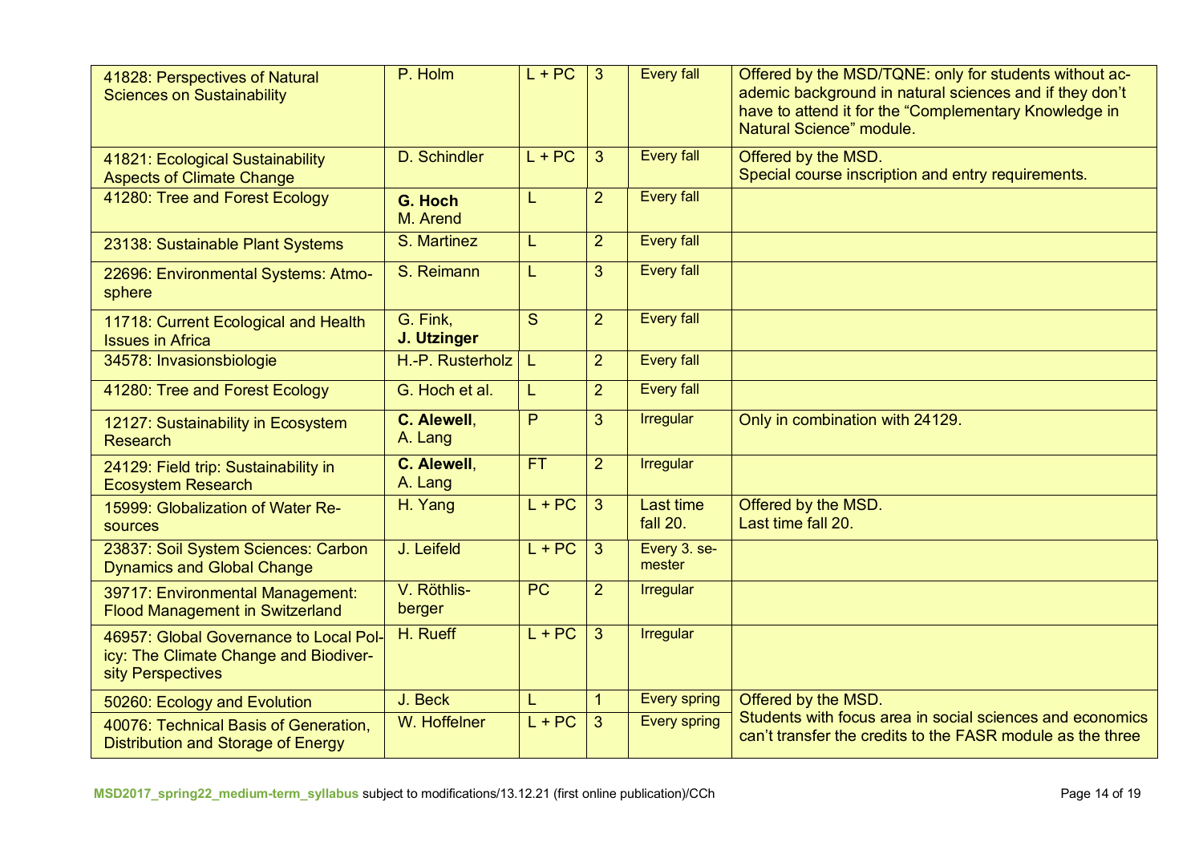| | | | | | |
|---|---|---|---|---|---|
| 41828: Perspectives of Natural Sciences on Sustainability | P. Holm | L + PC | 3 | Every fall | Offered by the MSD/TQNE: only for students without academic background in natural sciences and if they don't have to attend it for the "Complementary Knowledge in Natural Science" module. |
| 41821: Ecological Sustainability Aspects of Climate Change | D. Schindler | L + PC | 3 | Every fall | Offered by the MSD. Special course inscription and entry requirements. |
| 41280: Tree and Forest Ecology | **G. Hoch** M. Arend | L | 2 | Every fall | |
| 23138: Sustainable Plant Systems | S. Martinez | L | 2 | Every fall | |
| 22696: Environmental Systems: Atmosphere | S. Reimann | L | 3 | Every fall | |
| 11718: Current Ecological and Health Issues in Africa | G. Fink, **J. Utzinger** | S | 2 | Every fall | |
| 34578: Invasionsbiologie | H.-P. Rusterholz | L | 2 | Every fall | |
| 41280: Tree and Forest Ecology | G. Hoch et al. | L | 2 | Every fall | |
| 12127: Sustainability in Ecosystem Research | **C. Alewell**, A. Lang | P | 3 | Irregular | Only in combination with 24129. |
| 24129: Field trip: Sustainability in Ecosystem Research | **C. Alewell**, A. Lang | FT | 2 | Irregular | |
| 15999: Globalization of Water Resources | H. Yang | L + PC | 3 | Last time fall 20. | Offered by the MSD. Last time fall 20. |
| 23837: Soil System Sciences: Carbon Dynamics and Global Change | J. Leifeld | L + PC | 3 | Every 3. semester | |
| 39717: Environmental Management: Flood Management in Switzerland | V. Röthlisberger | PC | 2 | Irregular | |
| 46957: Global Governance to Local Policy: The Climate Change and Biodiversity Perspectives | H. Rueff | L + PC | 3 | Irregular | |
| 50260: Ecology and Evolution | J. Beck | L | 1 | Every spring | Offered by the MSD. Students with focus area in social sciences and economics can't transfer the credits to the FASR module as the three |
| 40076: Technical Basis of Generation, Distribution and Storage of Energy | W. Hoffelner | L + PC | 3 | Every spring | |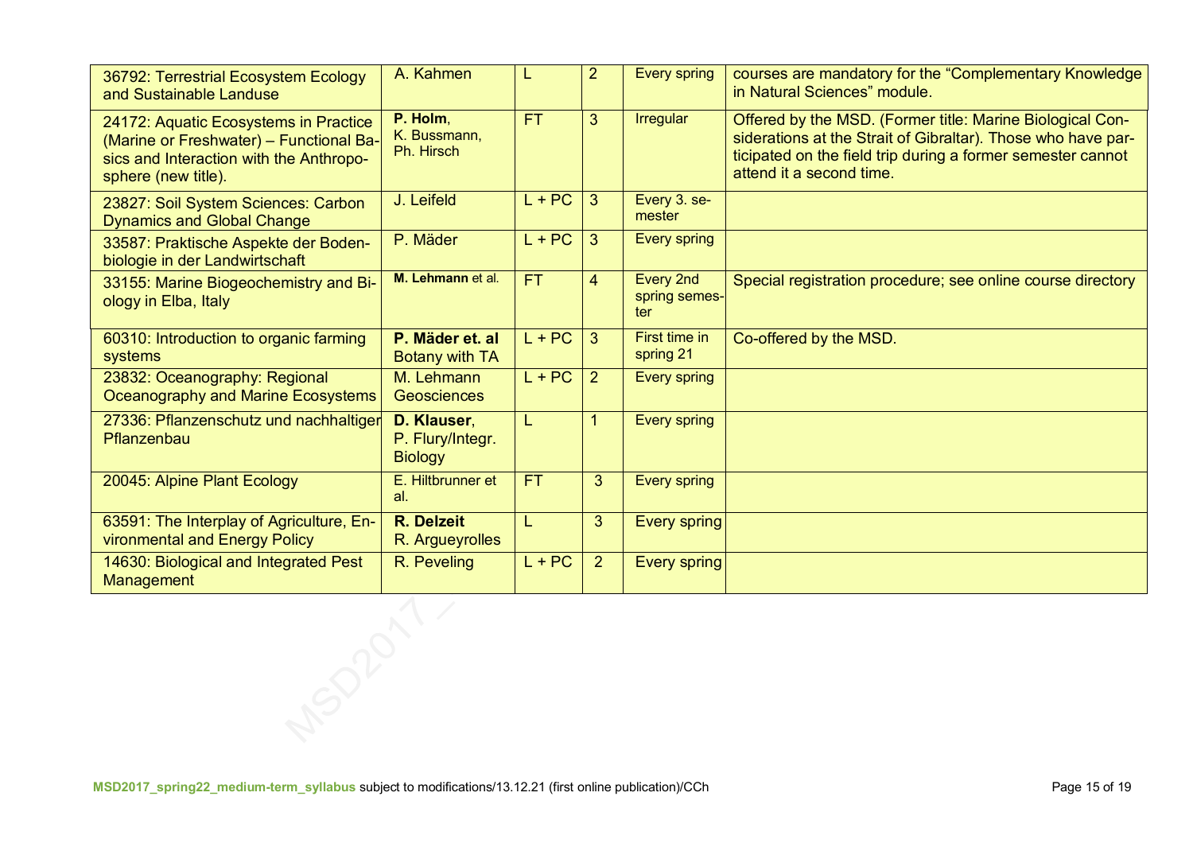| | | | | | |
|---|---|---|---|---|---|
| 36792: Terrestrial Ecosystem Ecology and Sustainable Landuse | A. Kahmen | L | 2 | Every spring | courses are mandatory for the "Complementary Knowledge in Natural Sciences" module. |
| 24172: Aquatic Ecosystems in Practice (Marine or Freshwater) – Functional Basics and Interaction with the Anthroposphere (new title). | **P. Holm**, K. Bussmann, Ph. Hirsch | FT | 3 | Irregular | Offered by the MSD. (Former title: Marine Biological Considerations at the Strait of Gibraltar). Those who have participated on the field trip during a former semester cannot attend it a second time. |
| 23827: Soil System Sciences: Carbon Dynamics and Global Change | J. Leifeld | L + PC | 3 | Every 3. semester | |
| 33587: Praktische Aspekte der Bodenbiologie in der Landwirtschaft | P. Mäder | L + PC | 3 | Every spring | |
| 33155: Marine Biogeochemistry and Biology in Elba, Italy | **M. Lehmann** et al. | FT | 4 | Every 2nd spring semester | Special registration procedure; see online course directory |
| 60310: Introduction to organic farming systems | **P. Mäder et. al** Botany with TA | L + PC | 3 | First time in spring 21 | Co-offered by the MSD. |
| 23832: Oceanography: Regional Oceanography and Marine Ecosystems | M. Lehmann Geosciences | L + PC | 2 | Every spring | |
| 27336: Pflanzenschutz und nachhaltiger Pflanzenbau | **D. Klauser**, P. Flury/Integr. Biology | L | 1 | Every spring | |
| 20045: Alpine Plant Ecology | E. Hiltbrunner et al. | FT | 3 | Every spring | |
| 63591: The Interplay of Agriculture, Environmental and Energy Policy | **R. Delzeit** R. Argueyrolles | L | 3 | Every spring | |
| 14630: Biological and Integrated Pest Management | R. Peveling | L + PC | 2 | Every spring | |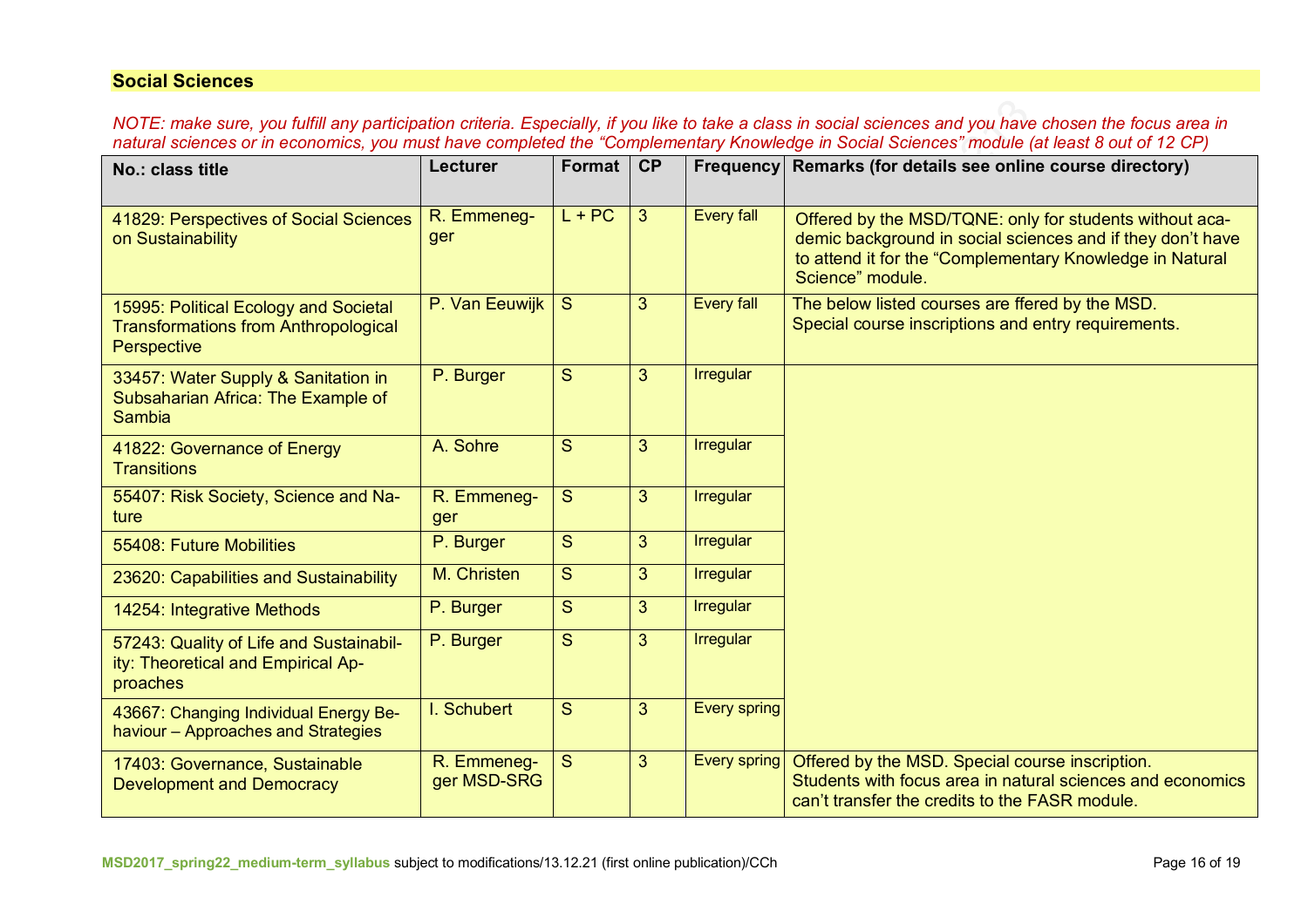## Social Sciences

*NOTE: make sure, you fulfill any participation criteria. Especially, if you like to take a class in social sciences and you have chosen the focus area in natural sciences or in economics, you must have completed the "Complementary Knowledge in Social Sciences" module (at least 8 out of 12 CP)*

| No.: class title | Lecturer | Format | CP | Frequency | Remarks (for details see online course directory) |
|---|---|---|---|---|---|
| 41829: Perspectives of Social Sciences on Sustainability | R. Emmenegger | L + PC | 3 | Every fall | Offered by the MSD/TQNE: only for students without academic background in social sciences and if they don't have to attend it for the "Complementary Knowledge in Natural Science" module. |
| 15995: Political Ecology and Societal Transformations from Anthropological Perspective | P. Van Eeuwijk | S | 3 | Every fall | The below listed courses are ffered by the MSD.<br>Special course inscriptions and entry requirements. |
| 33457: Water Supply & Sanitation in Subsaharian Africa: The Example of Sambia | P. Burger | S | 3 | Irregular | |
| 41822: Governance of Energy Transitions | A. Sohre | S | 3 | Irregular | |
| 55407: Risk Society, Science and Nature | R. Emmenegger | S | 3 | Irregular | |
| 55408: Future Mobilities | P. Burger | S | 3 | Irregular | |
| 23620: Capabilities and Sustainability | M. Christen | S | 3 | Irregular | |
| 14254: Integrative Methods | P. Burger | S | 3 | Irregular | |
| 57243: Quality of Life and Sustainability: Theoretical and Empirical Approaches | P. Burger | S | 3 | Irregular | |
| 43667: Changing Individual Energy Behaviour – Approaches and Strategies | I. Schubert | S | 3 | Every spring | |
| 17403: Governance, Sustainable Development and Democracy | R. Emmenegger MSD-SRG | S | 3 | Every spring | Offered by the MSD. Special course inscription.<br>Students with focus area in natural sciences and economics can't transfer the credits to the FASR module. |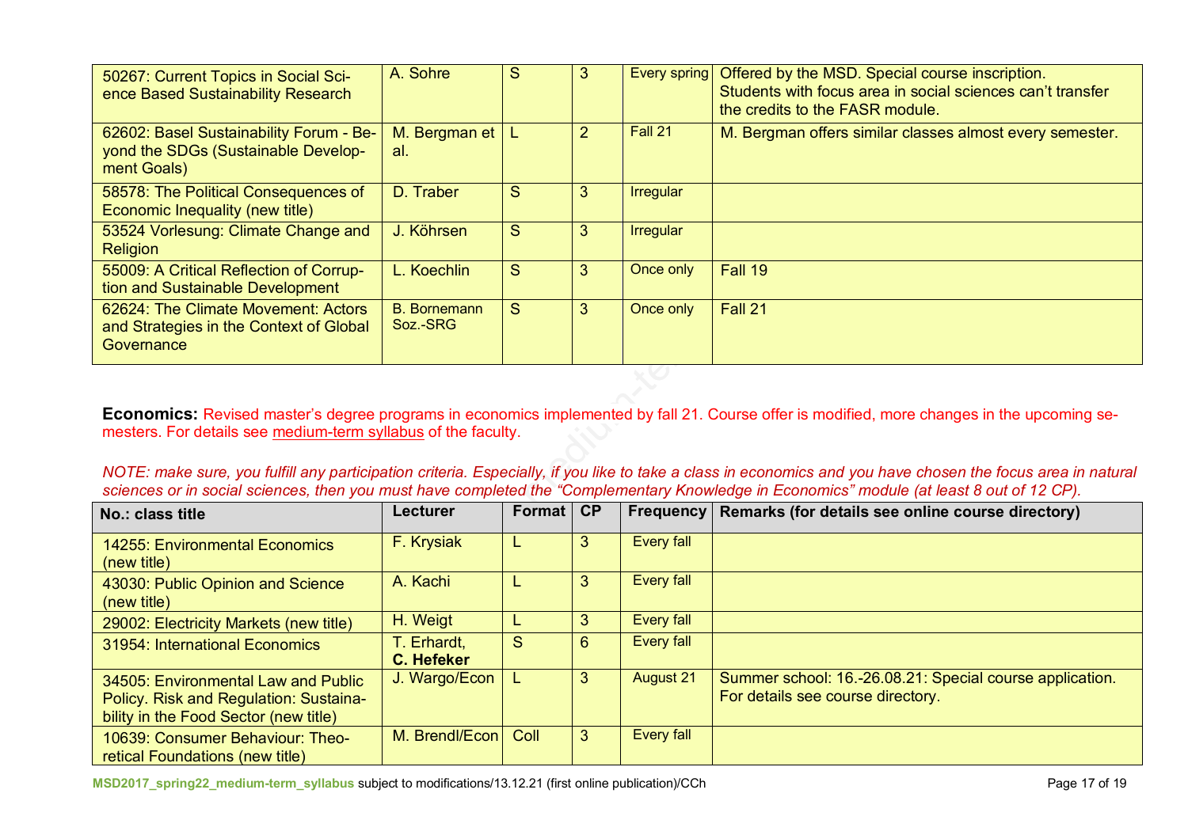| | | | | | |
|---|---|---|---|---|---|
| 50267: Current Topics in Social Science Based Sustainability Research | A. Sohre | S | 3 | Every spring | Offered by the MSD. Special course inscription. Students with focus area in social sciences can't transfer the credits to the FASR module. |
| 62602: Basel Sustainability Forum - Beyond the SDGs (Sustainable Development Goals) | M. Bergman et al. | L | 2 | Fall 21 | M. Bergman offers similar classes almost every semester. |
| 58578: The Political Consequences of Economic Inequality (new title) | D. Traber | S | 3 | Irregular | |
| 53524 Vorlesung: Climate Change and Religion | J. Köhrsen | S | 3 | Irregular | |
| 55009: A Critical Reflection of Corruption and Sustainable Development | L. Koechlin | S | 3 | Once only | Fall 19 |
| 62624: The Climate Movement: Actors and Strategies in the Context of Global Governance | B. Bornemann Soz.-SRG | S | 3 | Once only | Fall 21 |

**Economics:** Revised master's degree programs in economics implemented by fall 21. Course offer is modified, more changes in the upcoming semesters. For details see medium-term syllabus of the faculty.

*NOTE: make sure, you fulfill any participation criteria. Especially, if you like to take a class in economics and you have chosen the focus area in natural sciences or in social sciences, then you must have completed the "Complementary Knowledge in Economics" module (at least 8 out of 12 CP).*

| No.: class title | Lecturer | Format | CP | Frequency | Remarks (for details see online course directory) |
|---|---|---|---|---|---|
| 14255: Environmental Economics (new title) | F. Krysiak | L | 3 | Every fall | |
| 43030: Public Opinion and Science (new title) | A. Kachi | L | 3 | Every fall | |
| 29002: Electricity Markets (new title) | H. Weigt | L | 3 | Every fall | |
| 31954: International Economics | T. Erhardt, **C. Hefeker** | S | 6 | Every fall | |
| 34505: Environmental Law and Public Policy. Risk and Regulation: Sustainability in the Food Sector (new title) | J. Wargo/Econ | L | 3 | August 21 | Summer school: 16.-26.08.21: Special course application. For details see course directory. |
| 10639: Consumer Behaviour: Theoretical Foundations (new title) | M. Brendl/Econ | Coll | 3 | Every fall | |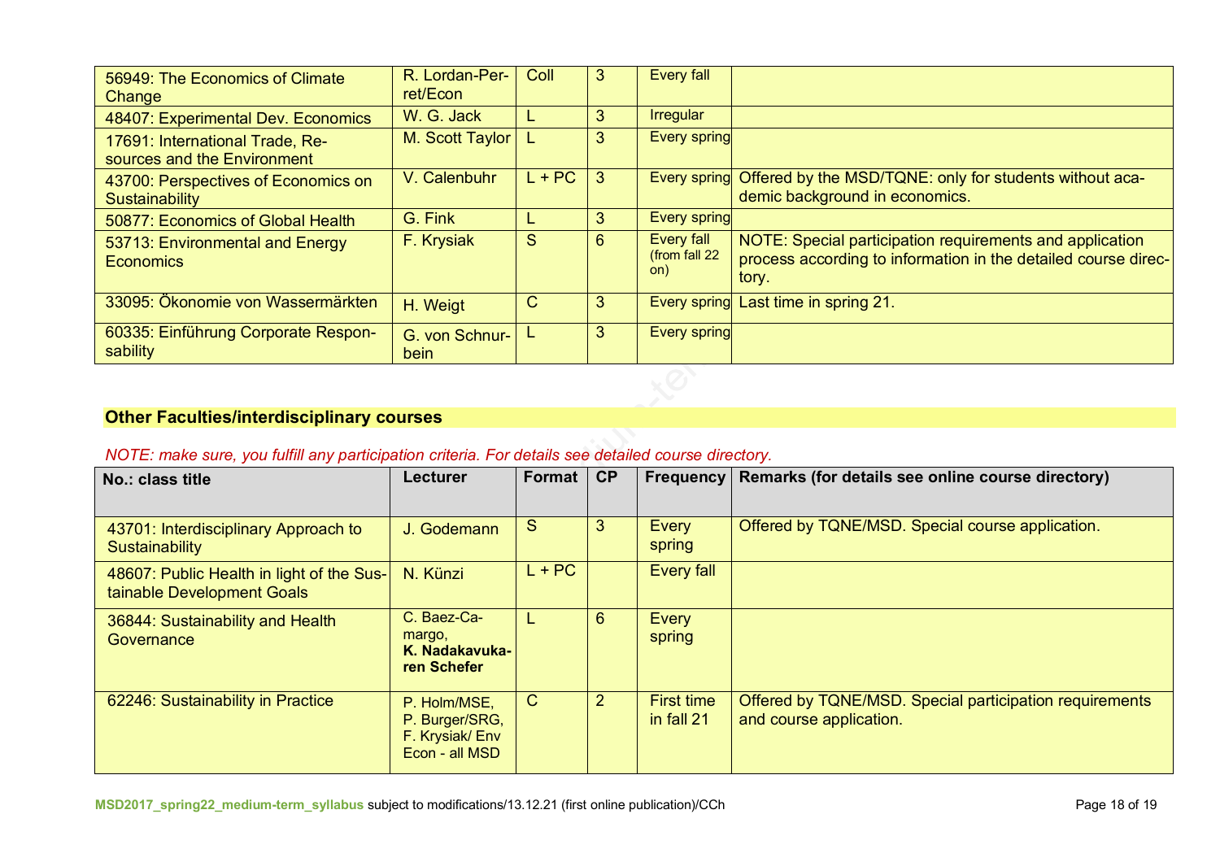| | | | | | |
|---|---|---|---|---|---|
| 56949: The Economics of Climate Change | R. Lordan-Perret/Econ | Coll | 3 | Every fall | |
| 48407: Experimental Dev. Economics | W. G. Jack | L | 3 | Irregular | |
| 17691: International Trade, Resources and the Environment | M. Scott Taylor | L | 3 | Every spring | |
| 43700: Perspectives of Economics on Sustainability | V. Calenbuhr | L + PC | 3 | Every spring | Offered by the MSD/TQNE: only for students without academic background in economics. |
| 50877: Economics of Global Health | G. Fink | L | 3 | Every spring | |
| 53713: Environmental and Energy Economics | F. Krysiak | S | 6 | Every fall (from fall 22 on) | NOTE: Special participation requirements and application process according to information in the detailed course directory. |
| 33095: Ökonomie von Wassermärkten | H. Weigt | C | 3 | Every spring | Last time in spring 21. |
| 60335: Einführung Corporate Responsability | G. von Schnurbein | L | 3 | Every spring | |

## Other Faculties/interdisciplinary courses

*NOTE: make sure, you fulfill any participation criteria. For details see detailed course directory.*

| No.: class title | Lecturer | Format | CP | Frequency | Remarks (for details see online course directory) |
|---|---|---|---|---|---|
| 43701: Interdisciplinary Approach to Sustainability | J. Godemann | S | 3 | Every spring | Offered by TQNE/MSD. Special course application. |
| 48607: Public Health in light of the Sustainable Development Goals | N. Künzi | L + PC | | Every fall | |
| 36844: Sustainability and Health Governance | C. Baez-Camargo, **K. Nadakavukaren Schefer** | L | 6 | Every spring | |
| 62246: Sustainability in Practice | P. Holm/MSE, P. Burger/SRG, F. Krysiak/ Env Econ - all MSD | C | 2 | First time in fall 21 | Offered by TQNE/MSD. Special participation requirements and course application. |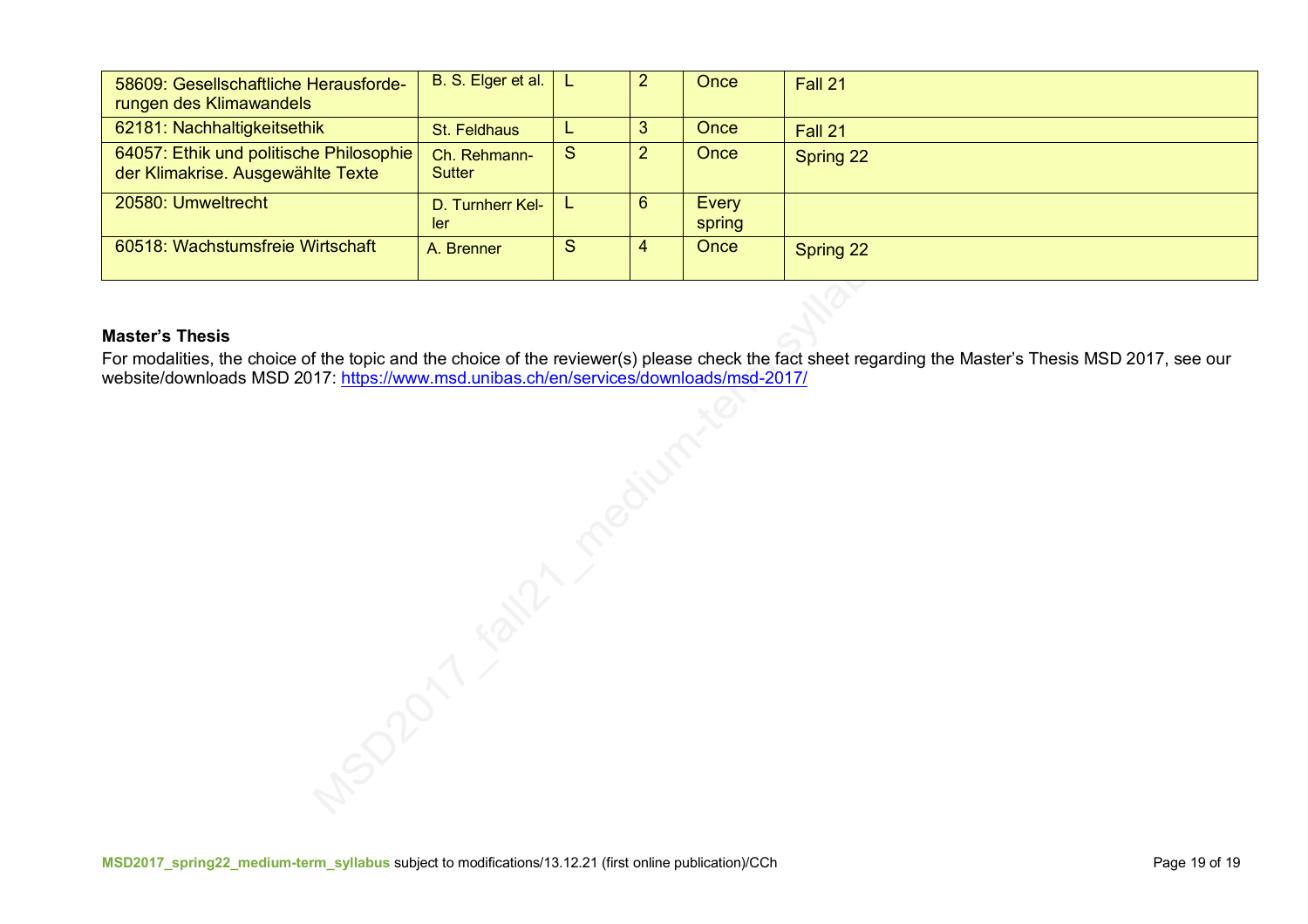| | | | | | |
|---|---|---|---|---|---|
| 58609: Gesellschaftliche Herausforde-rungen des Klimawandels | B. S. Elger et al. | L | 2 | Once | Fall 21 |
| 62181: Nachhaltigkeitsethik | St. Feldhaus | L | 3 | Once | Fall 21 |
| 64057: Ethik und politische Philosophie der Klimakrise. Ausgewählte Texte | Ch. Rehmann-Sutter | S | 2 | Once | Spring 22 |
| 20580: Umweltrecht | D. Turnherr Keller | L | 6 | Every spring | |
| 60518: Wachstumsfreie Wirtschaft | A. Brenner | S | 4 | Once | Spring 22 |

**Master's Thesis**

For modalities, the choice of the topic and the choice of the reviewer(s) please check the fact sheet regarding the Master's Thesis MSD 2017, see our website/downloads MSD 2017: https://www.msd.unibas.ch/en/services/downloads/msd-2017/